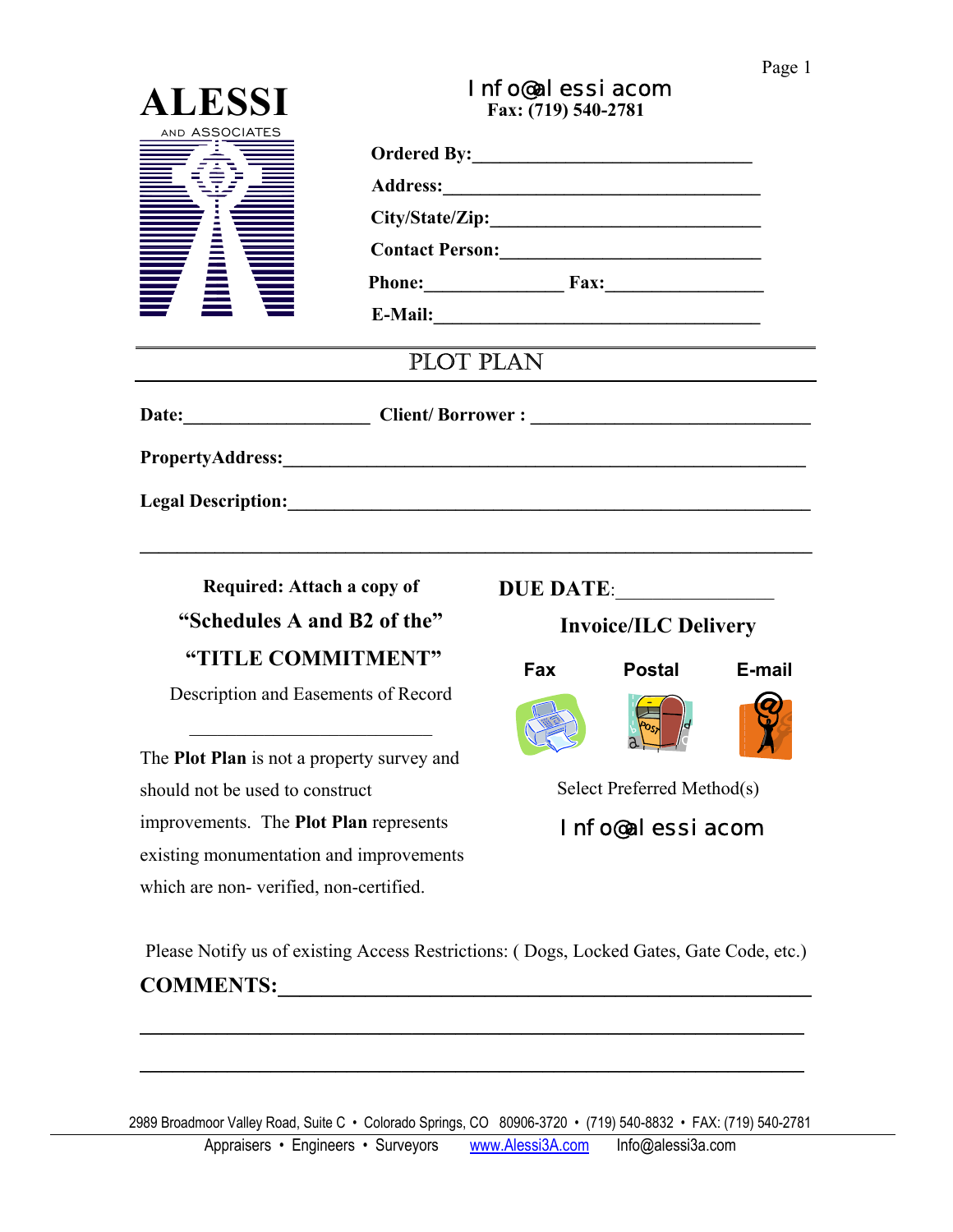# ALESSI
AND ASSOCIATES

I nf o@al essi acom
**Fax: (719) 540-2781**

**Ordered By:**_______________________________

**Address:**__________________________________

**City/State/Zip:**____________________________

**Contact Person:**___________________________

**Phone:**_______________ **Fax:**_________________

**E-Mail:**___________________________________

## PLOT PLAN

**Date:**____________________ **Client/ Borrower :** _______________________________

**PropertyAddress:**_____________________________________________________________

**Legal Description:**____________________________________________________________

_________________________________________________________________________________

**Required: Attach a copy of**

**"Schedules A and B2 of the"**

**"TITLE COMMITMENT"**

Description and Easements of Record

___________________________

The **Plot Plan** is not a property survey and should not be used to construct improvements. The **Plot Plan** represents existing monumentation and improvements which are non- verified, non-certified.

**DUE DATE**:________________

**Invoice/ILC Delivery**

**Fax** **Postal** **E-mail**

Select Preferred Method(s)

I nf o@al essi acom

Please Notify us of existing Access Restrictions: ( Dogs, Locked Gates, Gate Code, etc.)

**COMMENTS:**_________________________________________________________

_________________________________________________________________________

_________________________________________________________________________

2989 Broadmoor Valley Road, Suite C • Colorado Springs, CO 80906-3720 • (719) 540-8832 • FAX: (719) 540-2781

Appraisers • Engineers • Surveyors www.Alessi3A.com Info@alessi3a.com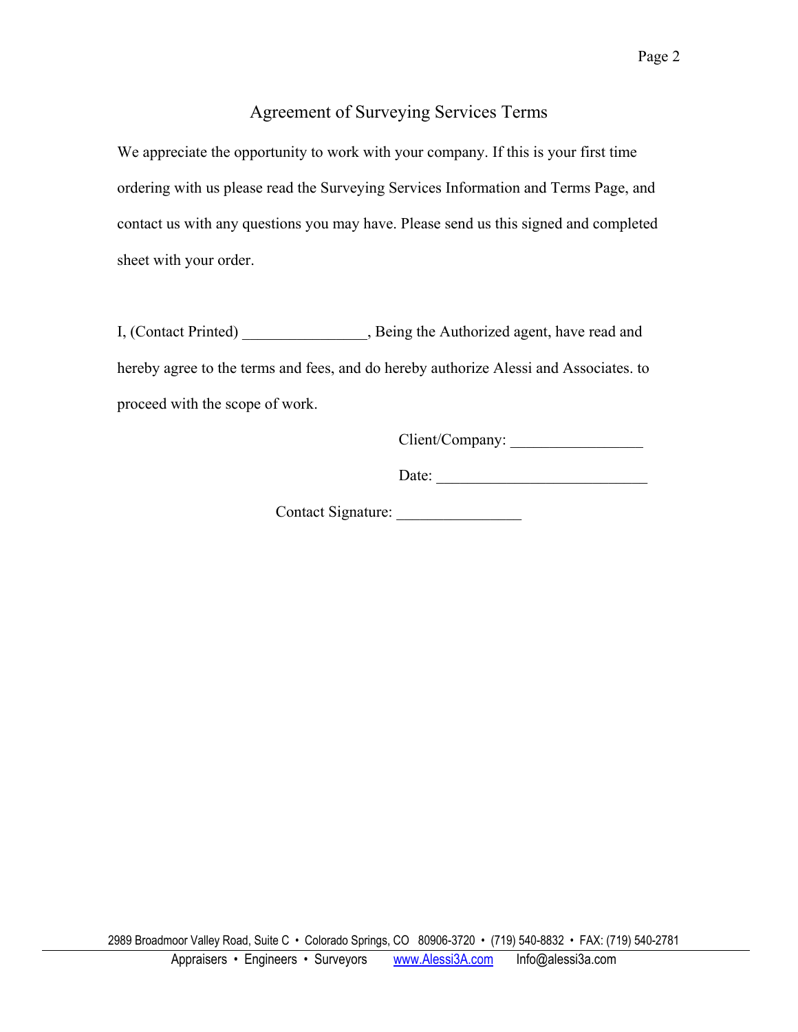# Agreement of Surveying Services Terms

We appreciate the opportunity to work with your company. If this is your first time ordering with us please read the Surveying Services Information and Terms Page, and contact us with any questions you may have. Please send us this signed and completed sheet with your order.

I, (Contact Printed) ________________, Being the Authorized agent, have read and hereby agree to the terms and fees, and do hereby authorize Alessi and Associates. to proceed with the scope of work.

Client/Company: _________________

Date: ___________________________

Contact Signature: ________________

2989 Broadmoor Valley Road, Suite C • Colorado Springs, CO 80906-3720 • (719) 540-8832 • FAX: (719) 540-2781

Appraisers • Engineers • Surveyors www.Alessi3A.com Info@alessi3a.com